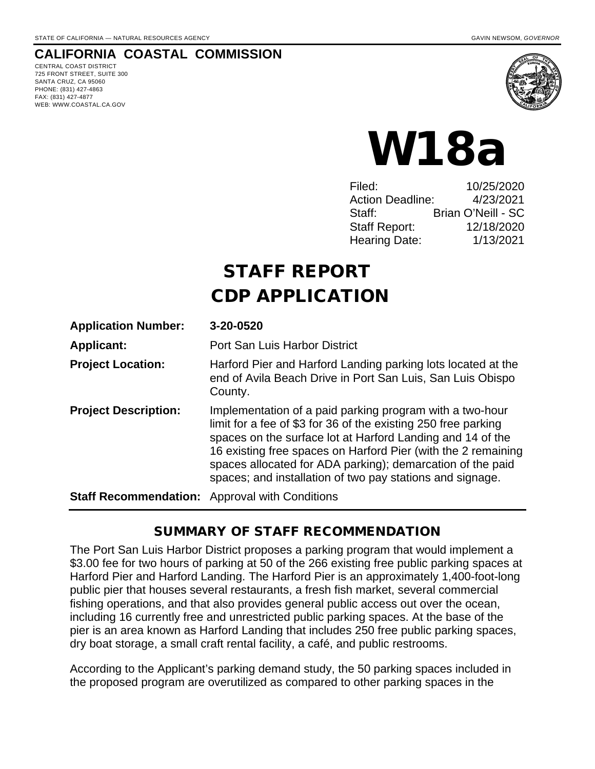STATE OF CALIFORNIA — NATURAL RESOURCES AGENCY GAVIN NEWSOM, *GOVERNOR*

# CALIFORNIA COASTAL COMMISSION

CENTRAL COAST DISTRICT
725 FRONT STREET, SUITE 300
SANTA CRUZ, CA 95060
PHONE: (831) 427-4863
FAX: (831) 427-4877
WEB: WWW.COASTAL.CA.GOV

# W18a

| | |
|---|---|
| Filed: | 10/25/2020 |
| Action Deadline: | 4/23/2021 |
| Staff: | Brian O'Neill - SC |
| Staff Report: | 12/18/2020 |
| Hearing Date: | 1/13/2021 |

# STAFF REPORT
# CDP APPLICATION

**Application Number:** **3-20-0520**

**Applicant:** Port San Luis Harbor District

**Project Location:** Harford Pier and Harford Landing parking lots located at the end of Avila Beach Drive in Port San Luis, San Luis Obispo County.

**Project Description:** Implementation of a paid parking program with a two-hour limit for a fee of $3 for 36 of the existing 250 free parking spaces on the surface lot at Harford Landing and 14 of the 16 existing free spaces on Harford Pier (with the 2 remaining spaces allocated for ADA parking); demarcation of the paid spaces; and installation of two pay stations and signage.

**Staff Recommendation:** Approval with Conditions

## SUMMARY OF STAFF RECOMMENDATION

The Port San Luis Harbor District proposes a parking program that would implement a $3.00 fee for two hours of parking at 50 of the 266 existing free public parking spaces at Harford Pier and Harford Landing. The Harford Pier is an approximately 1,400-foot-long public pier that houses several restaurants, a fresh fish market, several commercial fishing operations, and that also provides general public access out over the ocean, including 16 currently free and unrestricted public parking spaces. At the base of the pier is an area known as Harford Landing that includes 250 free public parking spaces, dry boat storage, a small craft rental facility, a café, and public restrooms.

According to the Applicant's parking demand study, the 50 parking spaces included in the proposed program are overutilized as compared to other parking spaces in the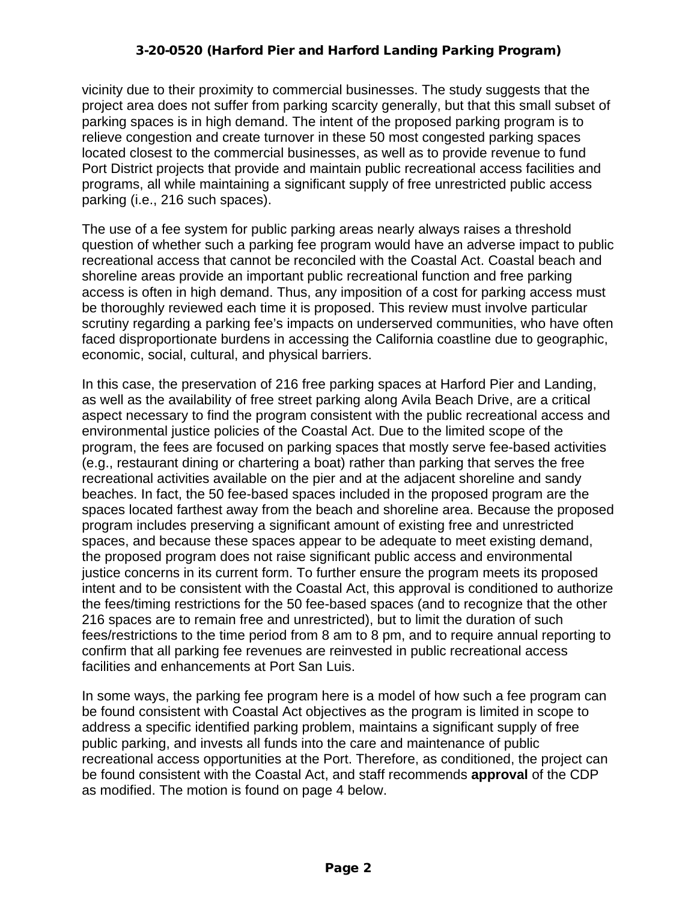vicinity due to their proximity to commercial businesses. The study suggests that the project area does not suffer from parking scarcity generally, but that this small subset of parking spaces is in high demand. The intent of the proposed parking program is to relieve congestion and create turnover in these 50 most congested parking spaces located closest to the commercial businesses, as well as to provide revenue to fund Port District projects that provide and maintain public recreational access facilities and programs, all while maintaining a significant supply of free unrestricted public access parking (i.e., 216 such spaces).

The use of a fee system for public parking areas nearly always raises a threshold question of whether such a parking fee program would have an adverse impact to public recreational access that cannot be reconciled with the Coastal Act. Coastal beach and shoreline areas provide an important public recreational function and free parking access is often in high demand. Thus, any imposition of a cost for parking access must be thoroughly reviewed each time it is proposed. This review must involve particular scrutiny regarding a parking fee's impacts on underserved communities, who have often faced disproportionate burdens in accessing the California coastline due to geographic, economic, social, cultural, and physical barriers.

In this case, the preservation of 216 free parking spaces at Harford Pier and Landing, as well as the availability of free street parking along Avila Beach Drive, are a critical aspect necessary to find the program consistent with the public recreational access and environmental justice policies of the Coastal Act. Due to the limited scope of the program, the fees are focused on parking spaces that mostly serve fee-based activities (e.g., restaurant dining or chartering a boat) rather than parking that serves the free recreational activities available on the pier and at the adjacent shoreline and sandy beaches. In fact, the 50 fee-based spaces included in the proposed program are the spaces located farthest away from the beach and shoreline area. Because the proposed program includes preserving a significant amount of existing free and unrestricted spaces, and because these spaces appear to be adequate to meet existing demand, the proposed program does not raise significant public access and environmental justice concerns in its current form. To further ensure the program meets its proposed intent and to be consistent with the Coastal Act, this approval is conditioned to authorize the fees/timing restrictions for the 50 fee-based spaces (and to recognize that the other 216 spaces are to remain free and unrestricted), but to limit the duration of such fees/restrictions to the time period from 8 am to 8 pm, and to require annual reporting to confirm that all parking fee revenues are reinvested in public recreational access facilities and enhancements at Port San Luis.

In some ways, the parking fee program here is a model of how such a fee program can be found consistent with Coastal Act objectives as the program is limited in scope to address a specific identified parking problem, maintains a significant supply of free public parking, and invests all funds into the care and maintenance of public recreational access opportunities at the Port. Therefore, as conditioned, the project can be found consistent with the Coastal Act, and staff recommends **approval** of the CDP as modified. The motion is found on page 4 below.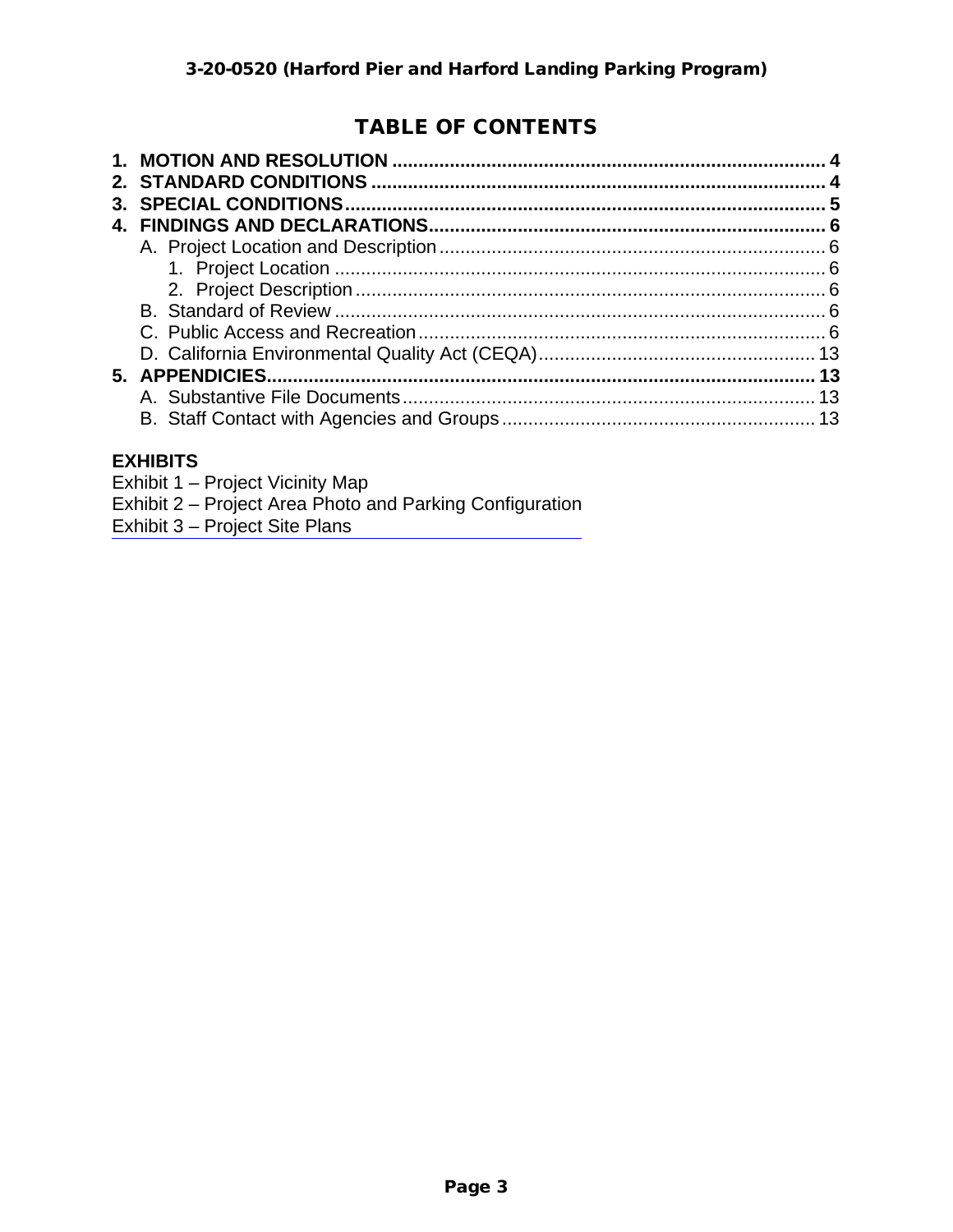## TABLE OF CONTENTS

**1. MOTION AND RESOLUTION** .......... **4**
**2. STANDARD CONDITIONS** .......... **4**
**3. SPECIAL CONDITIONS** .......... **5**
**4. FINDINGS AND DECLARATIONS** .......... **6**
- A. Project Location and Description .......... 6
  - 1. Project Location .......... 6
  - 2. Project Description .......... 6
- B. Standard of Review .......... 6
- C. Public Access and Recreation .......... 6
- D. California Environmental Quality Act (CEQA) .......... 13

**5. APPENDICIES** .......... **13**
- A. Substantive File Documents .......... 13
- B. Staff Contact with Agencies and Groups .......... 13

**EXHIBITS**

Exhibit 1 – Project Vicinity Map
Exhibit 2 – Project Area Photo and Parking Configuration
Exhibit 3 – Project Site Plans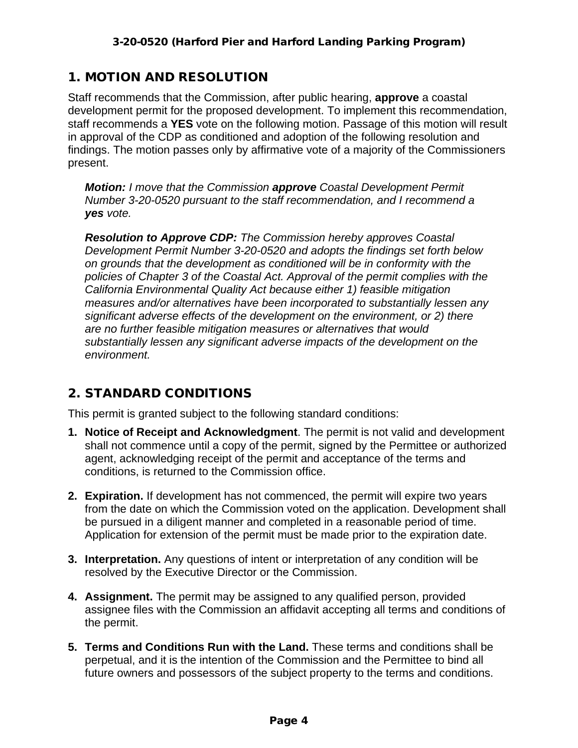## 1. MOTION AND RESOLUTION

Staff recommends that the Commission, after public hearing, **approve** a coastal development permit for the proposed development. To implement this recommendation, staff recommends a **YES** vote on the following motion. Passage of this motion will result in approval of the CDP as conditioned and adoption of the following resolution and findings. The motion passes only by affirmative vote of a majority of the Commissioners present.

> ***Motion:*** *I move that the Commission* ***approve*** *Coastal Development Permit Number 3-20-0520 pursuant to the staff recommendation, and I recommend a* ***yes*** *vote.*
>
> ***Resolution to Approve CDP:*** *The Commission hereby approves Coastal Development Permit Number 3-20-0520 and adopts the findings set forth below on grounds that the development as conditioned will be in conformity with the policies of Chapter 3 of the Coastal Act. Approval of the permit complies with the California Environmental Quality Act because either 1) feasible mitigation measures and/or alternatives have been incorporated to substantially lessen any significant adverse effects of the development on the environment, or 2) there are no further feasible mitigation measures or alternatives that would substantially lessen any significant adverse impacts of the development on the environment.*

## 2. STANDARD CONDITIONS

This permit is granted subject to the following standard conditions:

1. **Notice of Receipt and Acknowledgment**. The permit is not valid and development shall not commence until a copy of the permit, signed by the Permittee or authorized agent, acknowledging receipt of the permit and acceptance of the terms and conditions, is returned to the Commission office.

2. **Expiration.** If development has not commenced, the permit will expire two years from the date on which the Commission voted on the application. Development shall be pursued in a diligent manner and completed in a reasonable period of time. Application for extension of the permit must be made prior to the expiration date.

3. **Interpretation.** Any questions of intent or interpretation of any condition will be resolved by the Executive Director or the Commission.

4. **Assignment.** The permit may be assigned to any qualified person, provided assignee files with the Commission an affidavit accepting all terms and conditions of the permit.

5. **Terms and Conditions Run with the Land.** These terms and conditions shall be perpetual, and it is the intention of the Commission and the Permittee to bind all future owners and possessors of the subject property to the terms and conditions.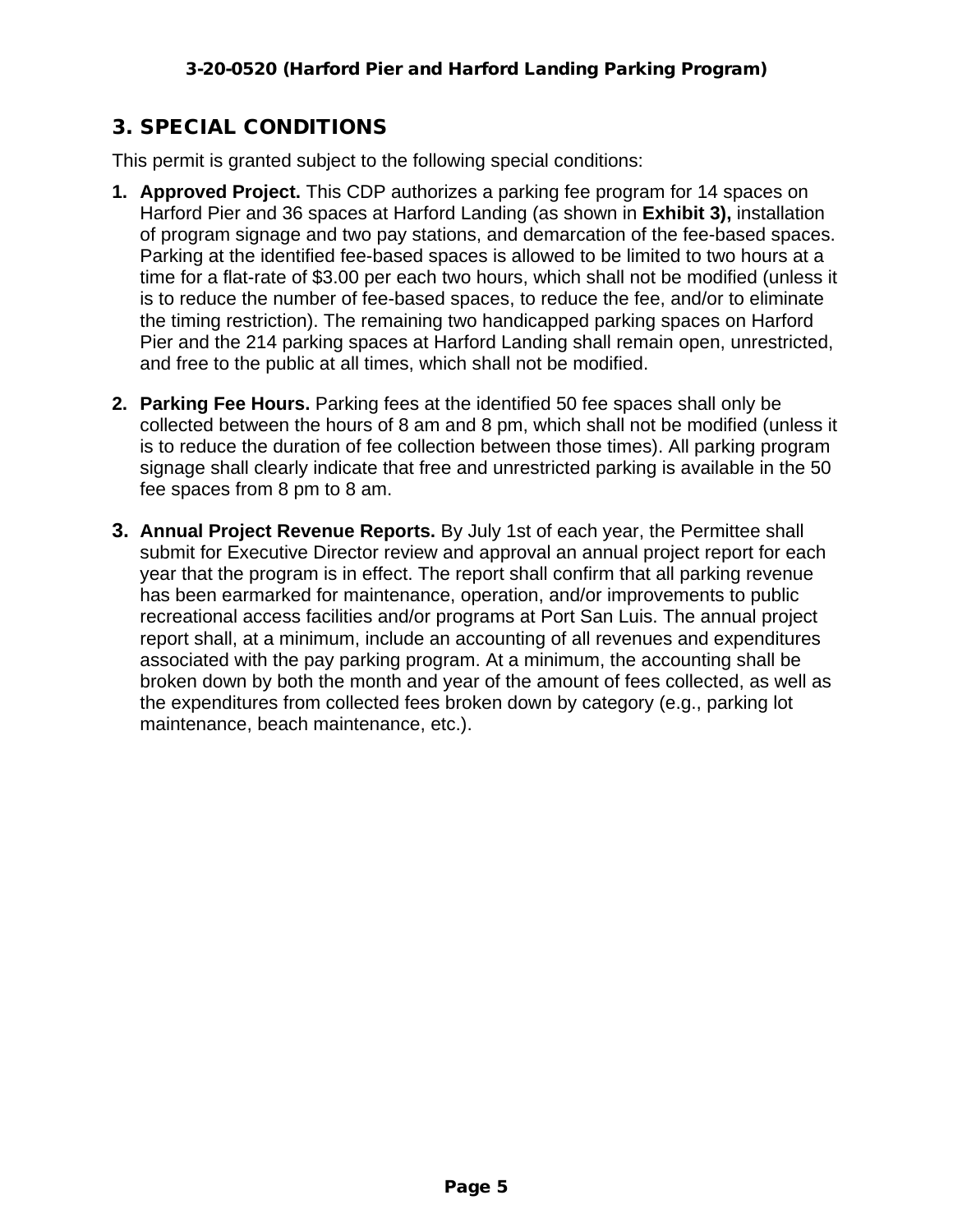## 3. SPECIAL CONDITIONS

This permit is granted subject to the following special conditions:

1. **Approved Project.** This CDP authorizes a parking fee program for 14 spaces on Harford Pier and 36 spaces at Harford Landing (as shown in **Exhibit 3),** installation of program signage and two pay stations, and demarcation of the fee-based spaces. Parking at the identified fee-based spaces is allowed to be limited to two hours at a time for a flat-rate of $3.00 per each two hours, which shall not be modified (unless it is to reduce the number of fee-based spaces, to reduce the fee, and/or to eliminate the timing restriction). The remaining two handicapped parking spaces on Harford Pier and the 214 parking spaces at Harford Landing shall remain open, unrestricted, and free to the public at all times, which shall not be modified.

2. **Parking Fee Hours.** Parking fees at the identified 50 fee spaces shall only be collected between the hours of 8 am and 8 pm, which shall not be modified (unless it is to reduce the duration of fee collection between those times). All parking program signage shall clearly indicate that free and unrestricted parking is available in the 50 fee spaces from 8 pm to 8 am.

3. **Annual Project Revenue Reports.** By July 1st of each year, the Permittee shall submit for Executive Director review and approval an annual project report for each year that the program is in effect. The report shall confirm that all parking revenue has been earmarked for maintenance, operation, and/or improvements to public recreational access facilities and/or programs at Port San Luis. The annual project report shall, at a minimum, include an accounting of all revenues and expenditures associated with the pay parking program. At a minimum, the accounting shall be broken down by both the month and year of the amount of fees collected, as well as the expenditures from collected fees broken down by category (e.g., parking lot maintenance, beach maintenance, etc.).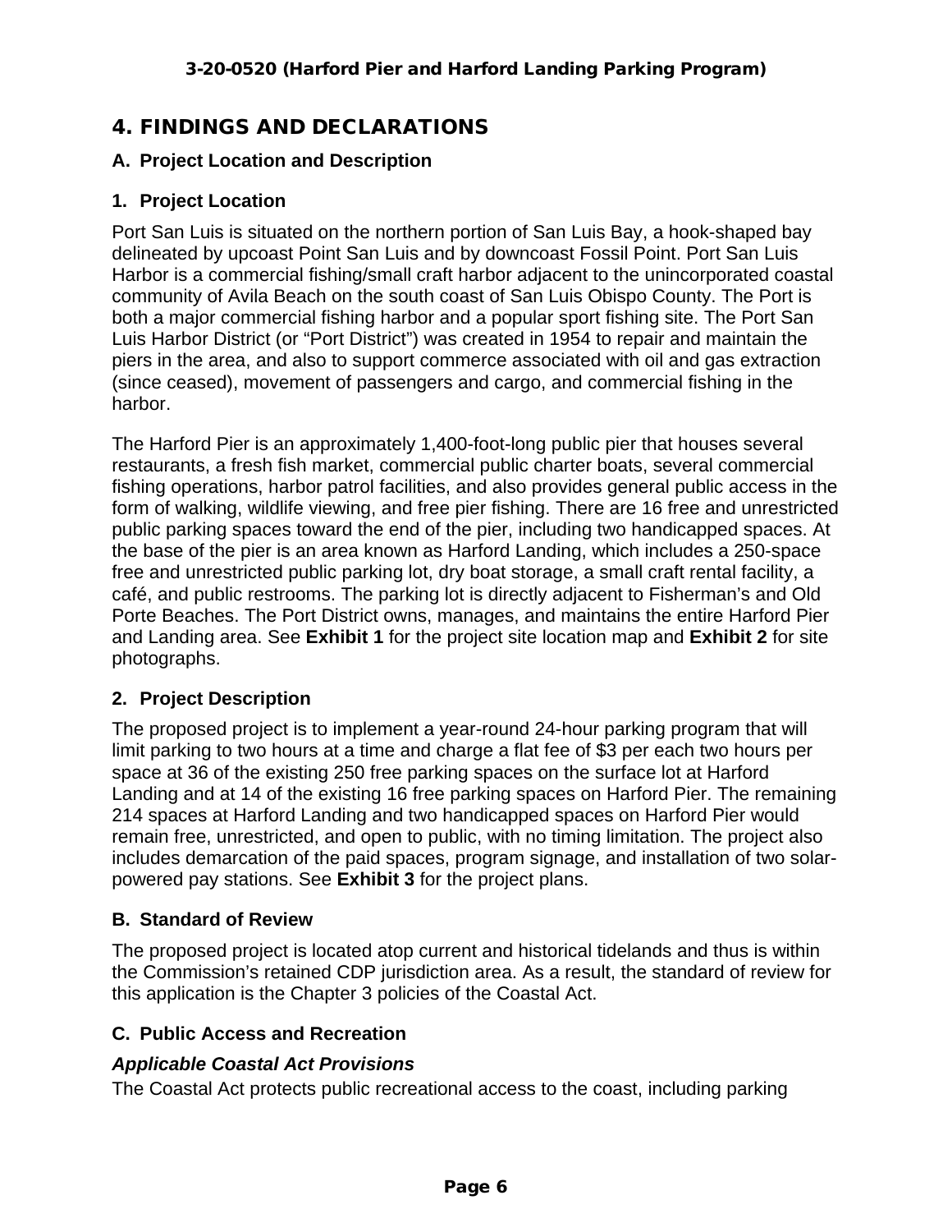# 4. FINDINGS AND DECLARATIONS

## A. Project Location and Description

### 1. Project Location

Port San Luis is situated on the northern portion of San Luis Bay, a hook-shaped bay delineated by upcoast Point San Luis and by downcoast Fossil Point. Port San Luis Harbor is a commercial fishing/small craft harbor adjacent to the unincorporated coastal community of Avila Beach on the south coast of San Luis Obispo County. The Port is both a major commercial fishing harbor and a popular sport fishing site. The Port San Luis Harbor District (or "Port District") was created in 1954 to repair and maintain the piers in the area, and also to support commerce associated with oil and gas extraction (since ceased), movement of passengers and cargo, and commercial fishing in the harbor.

The Harford Pier is an approximately 1,400-foot-long public pier that houses several restaurants, a fresh fish market, commercial public charter boats, several commercial fishing operations, harbor patrol facilities, and also provides general public access in the form of walking, wildlife viewing, and free pier fishing. There are 16 free and unrestricted public parking spaces toward the end of the pier, including two handicapped spaces. At the base of the pier is an area known as Harford Landing, which includes a 250-space free and unrestricted public parking lot, dry boat storage, a small craft rental facility, a café, and public restrooms. The parking lot is directly adjacent to Fisherman's and Old Porte Beaches. The Port District owns, manages, and maintains the entire Harford Pier and Landing area. See **Exhibit 1** for the project site location map and **Exhibit 2** for site photographs.

### 2. Project Description

The proposed project is to implement a year-round 24-hour parking program that will limit parking to two hours at a time and charge a flat fee of $3 per each two hours per space at 36 of the existing 250 free parking spaces on the surface lot at Harford Landing and at 14 of the existing 16 free parking spaces on Harford Pier. The remaining 214 spaces at Harford Landing and two handicapped spaces on Harford Pier would remain free, unrestricted, and open to public, with no timing limitation. The project also includes demarcation of the paid spaces, program signage, and installation of two solar-powered pay stations. See **Exhibit 3** for the project plans.

## B. Standard of Review

The proposed project is located atop current and historical tidelands and thus is within the Commission's retained CDP jurisdiction area. As a result, the standard of review for this application is the Chapter 3 policies of the Coastal Act.

## C. Public Access and Recreation

### *Applicable Coastal Act Provisions*

The Coastal Act protects public recreational access to the coast, including parking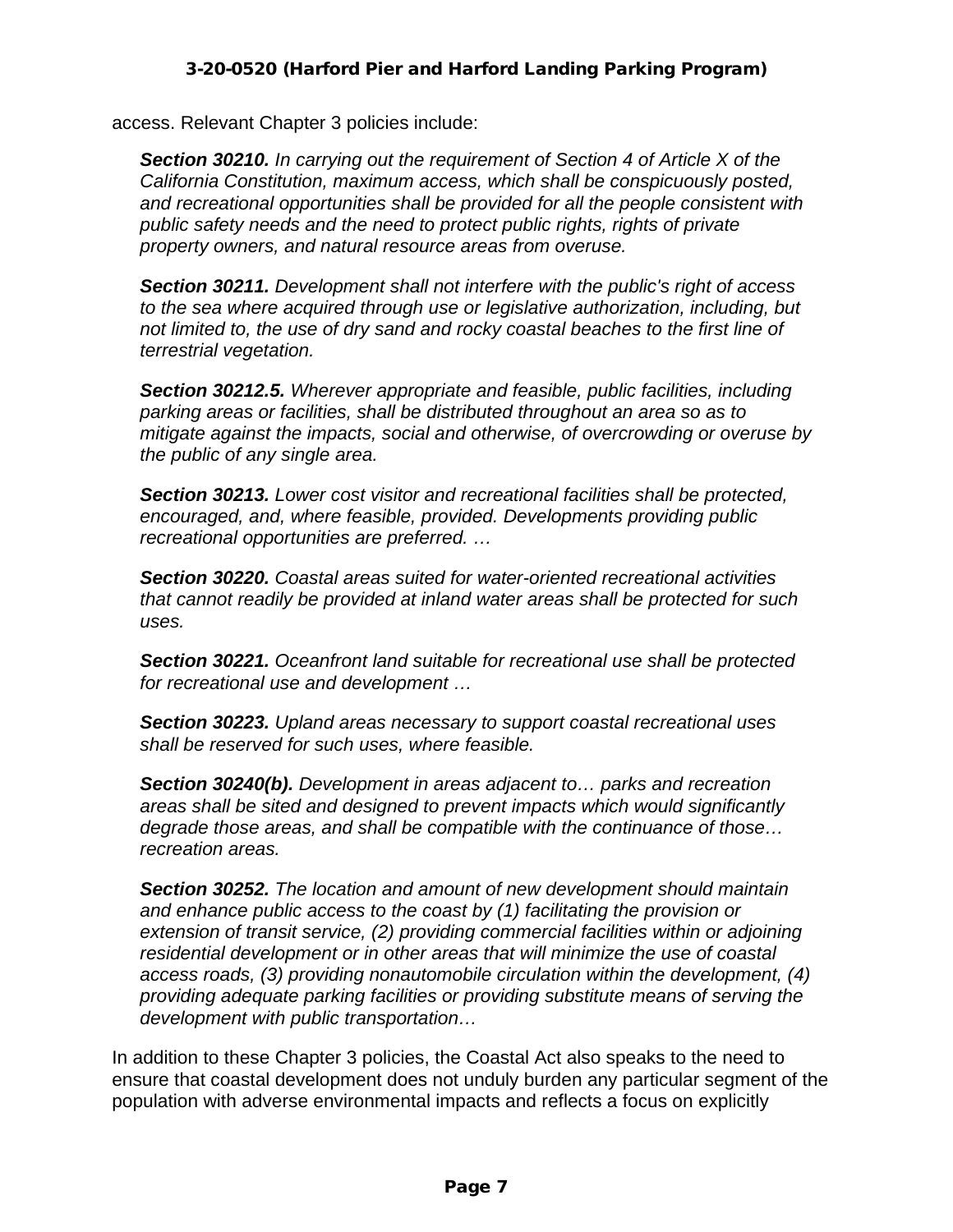access. Relevant Chapter 3 policies include:

> ***Section 30210.*** *In carrying out the requirement of Section 4 of Article X of the California Constitution, maximum access, which shall be conspicuously posted, and recreational opportunities shall be provided for all the people consistent with public safety needs and the need to protect public rights, rights of private property owners, and natural resource areas from overuse.*
>
> ***Section 30211.*** *Development shall not interfere with the public's right of access to the sea where acquired through use or legislative authorization, including, but not limited to, the use of dry sand and rocky coastal beaches to the first line of terrestrial vegetation.*
>
> ***Section 30212.5.*** *Wherever appropriate and feasible, public facilities, including parking areas or facilities, shall be distributed throughout an area so as to mitigate against the impacts, social and otherwise, of overcrowding or overuse by the public of any single area.*
>
> ***Section 30213.*** *Lower cost visitor and recreational facilities shall be protected, encouraged, and, where feasible, provided. Developments providing public recreational opportunities are preferred. …*
>
> ***Section 30220.*** *Coastal areas suited for water-oriented recreational activities that cannot readily be provided at inland water areas shall be protected for such uses.*
>
> ***Section 30221.*** *Oceanfront land suitable for recreational use shall be protected for recreational use and development …*
>
> ***Section 30223.*** *Upland areas necessary to support coastal recreational uses shall be reserved for such uses, where feasible.*
>
> ***Section 30240(b).*** *Development in areas adjacent to… parks and recreation areas shall be sited and designed to prevent impacts which would significantly degrade those areas, and shall be compatible with the continuance of those… recreation areas.*
>
> ***Section 30252.*** *The location and amount of new development should maintain and enhance public access to the coast by (1) facilitating the provision or extension of transit service, (2) providing commercial facilities within or adjoining residential development or in other areas that will minimize the use of coastal access roads, (3) providing nonautomobile circulation within the development, (4) providing adequate parking facilities or providing substitute means of serving the development with public transportation…*

In addition to these Chapter 3 policies, the Coastal Act also speaks to the need to ensure that coastal development does not unduly burden any particular segment of the population with adverse environmental impacts and reflects a focus on explicitly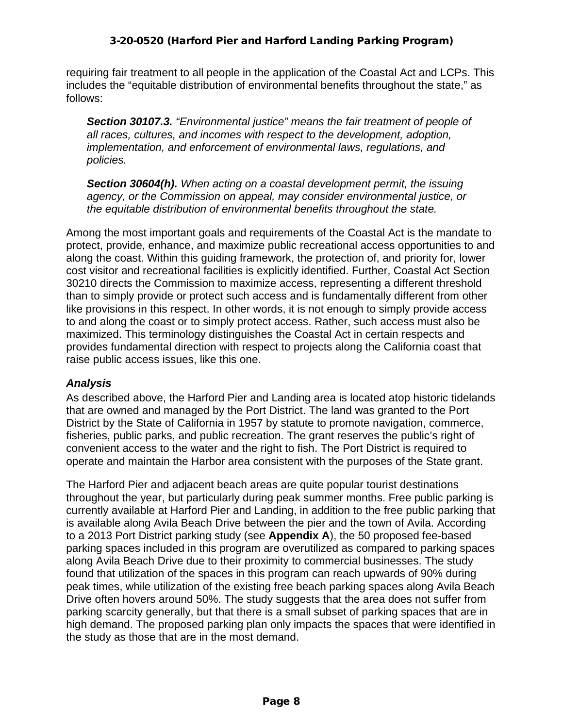requiring fair treatment to all people in the application of the Coastal Act and LCPs. This includes the "equitable distribution of environmental benefits throughout the state," as follows:

> ***Section 30107.3.*** *"Environmental justice" means the fair treatment of people of all races, cultures, and incomes with respect to the development, adoption, implementation, and enforcement of environmental laws, regulations, and policies.*
>
> ***Section 30604(h).*** *When acting on a coastal development permit, the issuing agency, or the Commission on appeal, may consider environmental justice, or the equitable distribution of environmental benefits throughout the state.*

Among the most important goals and requirements of the Coastal Act is the mandate to protect, provide, enhance, and maximize public recreational access opportunities to and along the coast. Within this guiding framework, the protection of, and priority for, lower cost visitor and recreational facilities is explicitly identified. Further, Coastal Act Section 30210 directs the Commission to maximize access, representing a different threshold than to simply provide or protect such access and is fundamentally different from other like provisions in this respect. In other words, it is not enough to simply provide access to and along the coast or to simply protect access. Rather, such access must also be maximized. This terminology distinguishes the Coastal Act in certain respects and provides fundamental direction with respect to projects along the California coast that raise public access issues, like this one.

### *Analysis*

As described above, the Harford Pier and Landing area is located atop historic tidelands that are owned and managed by the Port District. The land was granted to the Port District by the State of California in 1957 by statute to promote navigation, commerce, fisheries, public parks, and public recreation. The grant reserves the public's right of convenient access to the water and the right to fish. The Port District is required to operate and maintain the Harbor area consistent with the purposes of the State grant.

The Harford Pier and adjacent beach areas are quite popular tourist destinations throughout the year, but particularly during peak summer months. Free public parking is currently available at Harford Pier and Landing, in addition to the free public parking that is available along Avila Beach Drive between the pier and the town of Avila. According to a 2013 Port District parking study (see **Appendix A**), the 50 proposed fee-based parking spaces included in this program are overutilized as compared to parking spaces along Avila Beach Drive due to their proximity to commercial businesses. The study found that utilization of the spaces in this program can reach upwards of 90% during peak times, while utilization of the existing free beach parking spaces along Avila Beach Drive often hovers around 50%. The study suggests that the area does not suffer from parking scarcity generally, but that there is a small subset of parking spaces that are in high demand. The proposed parking plan only impacts the spaces that were identified in the study as those that are in the most demand.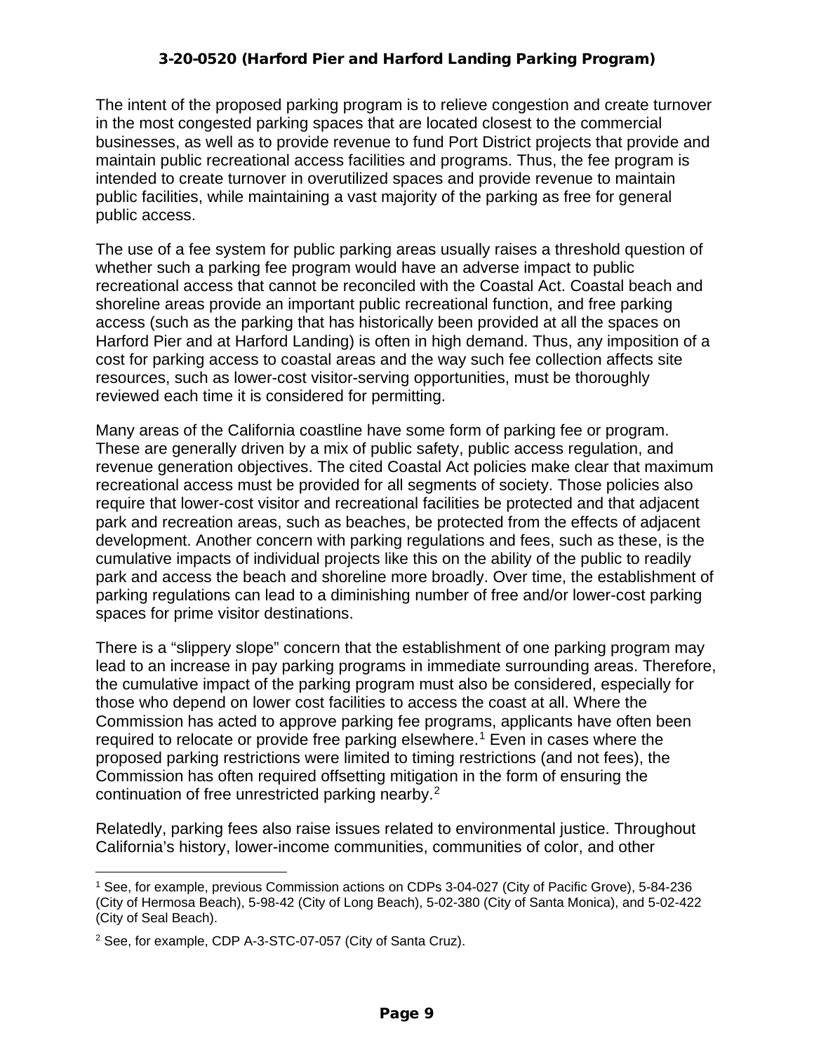The intent of the proposed parking program is to relieve congestion and create turnover in the most congested parking spaces that are located closest to the commercial businesses, as well as to provide revenue to fund Port District projects that provide and maintain public recreational access facilities and programs. Thus, the fee program is intended to create turnover in overutilized spaces and provide revenue to maintain public facilities, while maintaining a vast majority of the parking as free for general public access.

The use of a fee system for public parking areas usually raises a threshold question of whether such a parking fee program would have an adverse impact to public recreational access that cannot be reconciled with the Coastal Act. Coastal beach and shoreline areas provide an important public recreational function, and free parking access (such as the parking that has historically been provided at all the spaces on Harford Pier and at Harford Landing) is often in high demand. Thus, any imposition of a cost for parking access to coastal areas and the way such fee collection affects site resources, such as lower-cost visitor-serving opportunities, must be thoroughly reviewed each time it is considered for permitting.

Many areas of the California coastline have some form of parking fee or program. These are generally driven by a mix of public safety, public access regulation, and revenue generation objectives. The cited Coastal Act policies make clear that maximum recreational access must be provided for all segments of society. Those policies also require that lower-cost visitor and recreational facilities be protected and that adjacent park and recreation areas, such as beaches, be protected from the effects of adjacent development. Another concern with parking regulations and fees, such as these, is the cumulative impacts of individual projects like this on the ability of the public to readily park and access the beach and shoreline more broadly. Over time, the establishment of parking regulations can lead to a diminishing number of free and/or lower-cost parking spaces for prime visitor destinations.

There is a "slippery slope" concern that the establishment of one parking program may lead to an increase in pay parking programs in immediate surrounding areas. Therefore, the cumulative impact of the parking program must also be considered, especially for those who depend on lower cost facilities to access the coast at all. Where the Commission has acted to approve parking fee programs, applicants have often been required to relocate or provide free parking elsewhere.[1] Even in cases where the proposed parking restrictions were limited to timing restrictions (and not fees), the Commission has often required offsetting mitigation in the form of ensuring the continuation of free unrestricted parking nearby.[2]

Relatedly, parking fees also raise issues related to environmental justice. Throughout California's history, lower-income communities, communities of color, and other

---

[1] See, for example, previous Commission actions on CDPs 3-04-027 (City of Pacific Grove), 5-84-236 (City of Hermosa Beach), 5-98-42 (City of Long Beach), 5-02-380 (City of Santa Monica), and 5-02-422 (City of Seal Beach).

[2] See, for example, CDP A-3-STC-07-057 (City of Santa Cruz).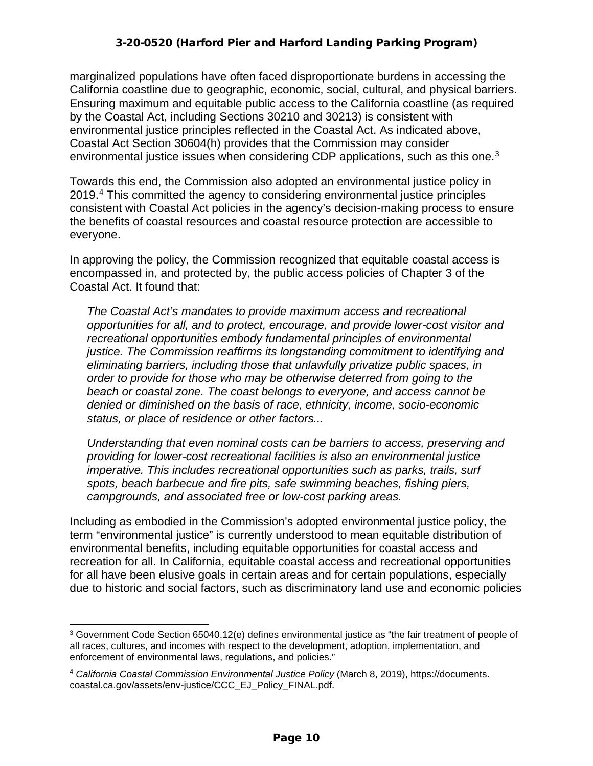marginalized populations have often faced disproportionate burdens in accessing the California coastline due to geographic, economic, social, cultural, and physical barriers. Ensuring maximum and equitable public access to the California coastline (as required by the Coastal Act, including Sections 30210 and 30213) is consistent with environmental justice principles reflected in the Coastal Act. As indicated above, Coastal Act Section 30604(h) provides that the Commission may consider environmental justice issues when considering CDP applications, such as this one.[3]

Towards this end, the Commission also adopted an environmental justice policy in 2019.[4] This committed the agency to considering environmental justice principles consistent with Coastal Act policies in the agency's decision-making process to ensure the benefits of coastal resources and coastal resource protection are accessible to everyone.

In approving the policy, the Commission recognized that equitable coastal access is encompassed in, and protected by, the public access policies of Chapter 3 of the Coastal Act. It found that:

> *The Coastal Act's mandates to provide maximum access and recreational opportunities for all, and to protect, encourage, and provide lower-cost visitor and recreational opportunities embody fundamental principles of environmental justice. The Commission reaffirms its longstanding commitment to identifying and eliminating barriers, including those that unlawfully privatize public spaces, in order to provide for those who may be otherwise deterred from going to the beach or coastal zone. The coast belongs to everyone, and access cannot be denied or diminished on the basis of race, ethnicity, income, socio-economic status, or place of residence or other factors...*
>
> *Understanding that even nominal costs can be barriers to access, preserving and providing for lower-cost recreational facilities is also an environmental justice imperative. This includes recreational opportunities such as parks, trails, surf spots, beach barbecue and fire pits, safe swimming beaches, fishing piers, campgrounds, and associated free or low-cost parking areas.*

Including as embodied in the Commission's adopted environmental justice policy, the term "environmental justice" is currently understood to mean equitable distribution of environmental benefits, including equitable opportunities for coastal access and recreation for all. In California, equitable coastal access and recreational opportunities for all have been elusive goals in certain areas and for certain populations, especially due to historic and social factors, such as discriminatory land use and economic policies

---

[3] Government Code Section 65040.12(e) defines environmental justice as "the fair treatment of people of all races, cultures, and incomes with respect to the development, adoption, implementation, and enforcement of environmental laws, regulations, and policies."

[4] *California Coastal Commission Environmental Justice Policy* (March 8, 2019), https://documents.coastal.ca.gov/assets/env-justice/CCC_EJ_Policy_FINAL.pdf.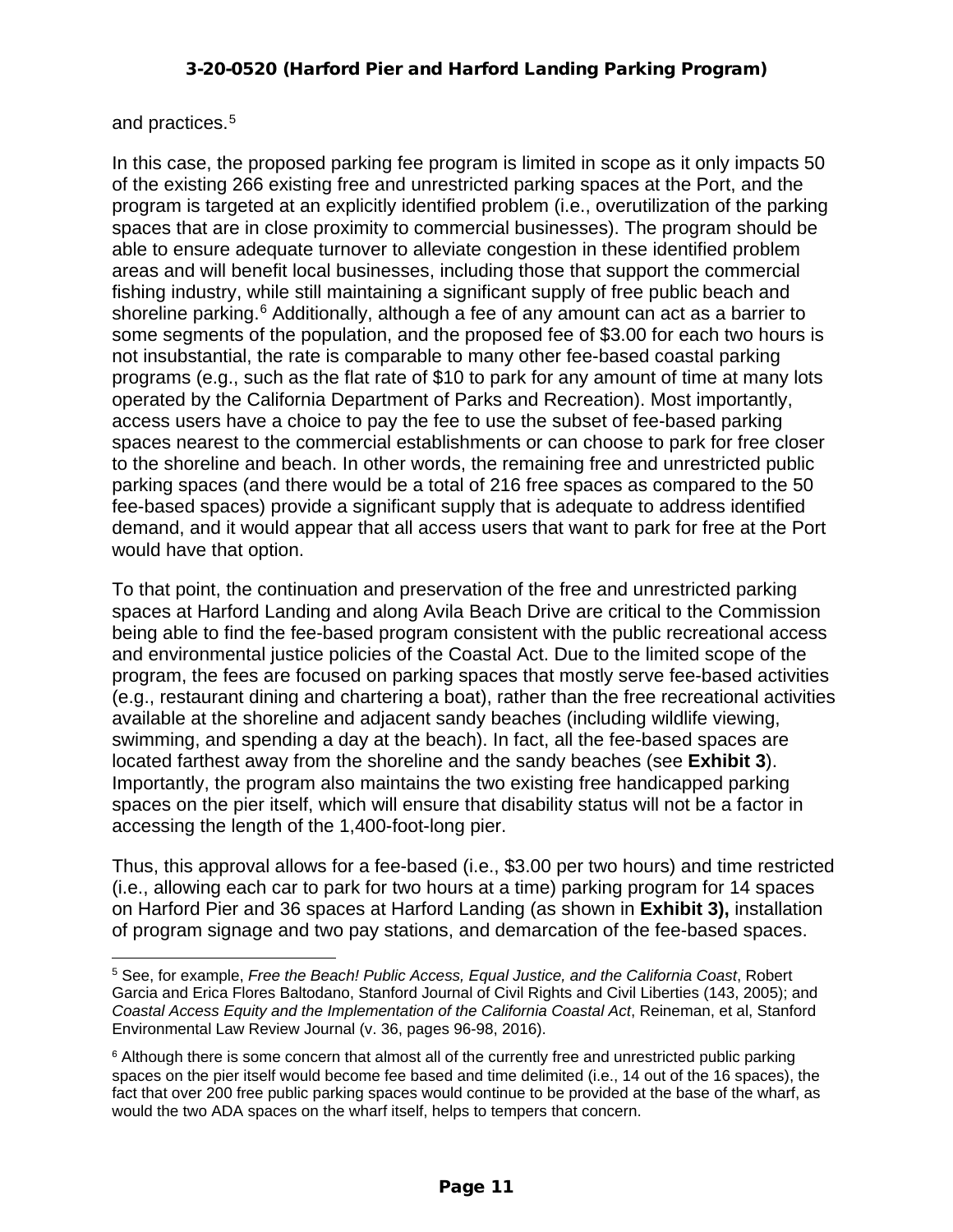and practices.[5]

In this case, the proposed parking fee program is limited in scope as it only impacts 50 of the existing 266 existing free and unrestricted parking spaces at the Port, and the program is targeted at an explicitly identified problem (i.e., overutilization of the parking spaces that are in close proximity to commercial businesses). The program should be able to ensure adequate turnover to alleviate congestion in these identified problem areas and will benefit local businesses, including those that support the commercial fishing industry, while still maintaining a significant supply of free public beach and shoreline parking.[6] Additionally, although a fee of any amount can act as a barrier to some segments of the population, and the proposed fee of $3.00 for each two hours is not insubstantial, the rate is comparable to many other fee-based coastal parking programs (e.g., such as the flat rate of $10 to park for any amount of time at many lots operated by the California Department of Parks and Recreation). Most importantly, access users have a choice to pay the fee to use the subset of fee-based parking spaces nearest to the commercial establishments or can choose to park for free closer to the shoreline and beach. In other words, the remaining free and unrestricted public parking spaces (and there would be a total of 216 free spaces as compared to the 50 fee-based spaces) provide a significant supply that is adequate to address identified demand, and it would appear that all access users that want to park for free at the Port would have that option.

To that point, the continuation and preservation of the free and unrestricted parking spaces at Harford Landing and along Avila Beach Drive are critical to the Commission being able to find the fee-based program consistent with the public recreational access and environmental justice policies of the Coastal Act. Due to the limited scope of the program, the fees are focused on parking spaces that mostly serve fee-based activities (e.g., restaurant dining and chartering a boat), rather than the free recreational activities available at the shoreline and adjacent sandy beaches (including wildlife viewing, swimming, and spending a day at the beach). In fact, all the fee-based spaces are located farthest away from the shoreline and the sandy beaches (see **Exhibit 3**). Importantly, the program also maintains the two existing free handicapped parking spaces on the pier itself, which will ensure that disability status will not be a factor in accessing the length of the 1,400-foot-long pier.

Thus, this approval allows for a fee-based (i.e., $3.00 per two hours) and time restricted (i.e., allowing each car to park for two hours at a time) parking program for 14 spaces on Harford Pier and 36 spaces at Harford Landing (as shown in **Exhibit 3),** installation of program signage and two pay stations, and demarcation of the fee-based spaces.

---

[5] See, for example, *Free the Beach! Public Access, Equal Justice, and the California Coast*, Robert Garcia and Erica Flores Baltodano, Stanford Journal of Civil Rights and Civil Liberties (143, 2005); and *Coastal Access Equity and the Implementation of the California Coastal Act*, Reineman, et al, Stanford Environmental Law Review Journal (v. 36, pages 96-98, 2016).

[6] Although there is some concern that almost all of the currently free and unrestricted public parking spaces on the pier itself would become fee based and time delimited (i.e., 14 out of the 16 spaces), the fact that over 200 free public parking spaces would continue to be provided at the base of the wharf, as would the two ADA spaces on the wharf itself, helps to tempers that concern.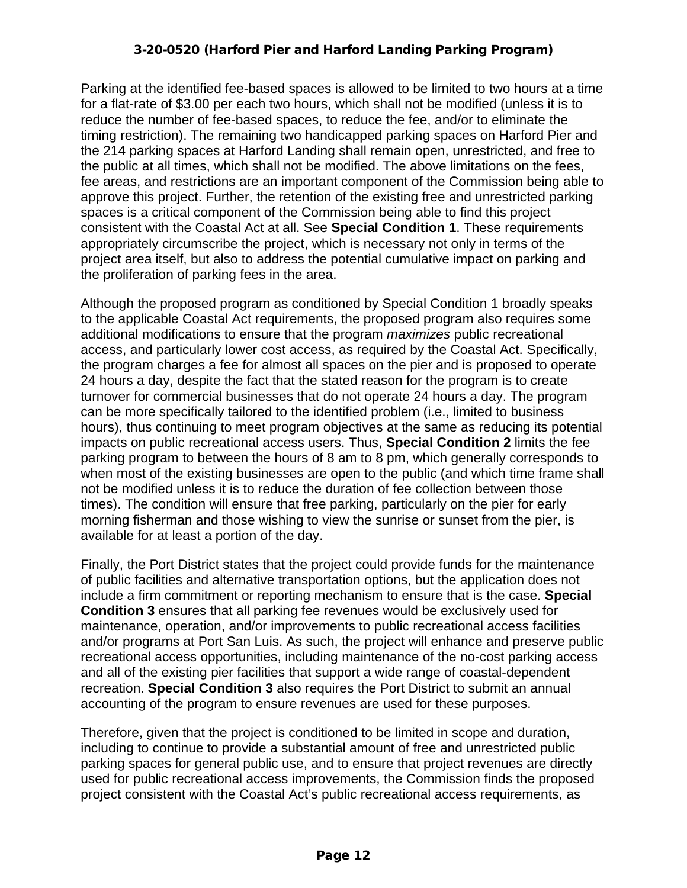Parking at the identified fee-based spaces is allowed to be limited to two hours at a time for a flat-rate of $3.00 per each two hours, which shall not be modified (unless it is to reduce the number of fee-based spaces, to reduce the fee, and/or to eliminate the timing restriction). The remaining two handicapped parking spaces on Harford Pier and the 214 parking spaces at Harford Landing shall remain open, unrestricted, and free to the public at all times, which shall not be modified. The above limitations on the fees, fee areas, and restrictions are an important component of the Commission being able to approve this project. Further, the retention of the existing free and unrestricted parking spaces is a critical component of the Commission being able to find this project consistent with the Coastal Act at all. See **Special Condition 1**. These requirements appropriately circumscribe the project, which is necessary not only in terms of the project area itself, but also to address the potential cumulative impact on parking and the proliferation of parking fees in the area.

Although the proposed program as conditioned by Special Condition 1 broadly speaks to the applicable Coastal Act requirements, the proposed program also requires some additional modifications to ensure that the program *maximizes* public recreational access, and particularly lower cost access, as required by the Coastal Act. Specifically, the program charges a fee for almost all spaces on the pier and is proposed to operate 24 hours a day, despite the fact that the stated reason for the program is to create turnover for commercial businesses that do not operate 24 hours a day. The program can be more specifically tailored to the identified problem (i.e., limited to business hours), thus continuing to meet program objectives at the same as reducing its potential impacts on public recreational access users. Thus, **Special Condition 2** limits the fee parking program to between the hours of 8 am to 8 pm, which generally corresponds to when most of the existing businesses are open to the public (and which time frame shall not be modified unless it is to reduce the duration of fee collection between those times). The condition will ensure that free parking, particularly on the pier for early morning fisherman and those wishing to view the sunrise or sunset from the pier, is available for at least a portion of the day.

Finally, the Port District states that the project could provide funds for the maintenance of public facilities and alternative transportation options, but the application does not include a firm commitment or reporting mechanism to ensure that is the case. **Special Condition 3** ensures that all parking fee revenues would be exclusively used for maintenance, operation, and/or improvements to public recreational access facilities and/or programs at Port San Luis. As such, the project will enhance and preserve public recreational access opportunities, including maintenance of the no-cost parking access and all of the existing pier facilities that support a wide range of coastal-dependent recreation. **Special Condition 3** also requires the Port District to submit an annual accounting of the program to ensure revenues are used for these purposes.

Therefore, given that the project is conditioned to be limited in scope and duration, including to continue to provide a substantial amount of free and unrestricted public parking spaces for general public use, and to ensure that project revenues are directly used for public recreational access improvements, the Commission finds the proposed project consistent with the Coastal Act's public recreational access requirements, as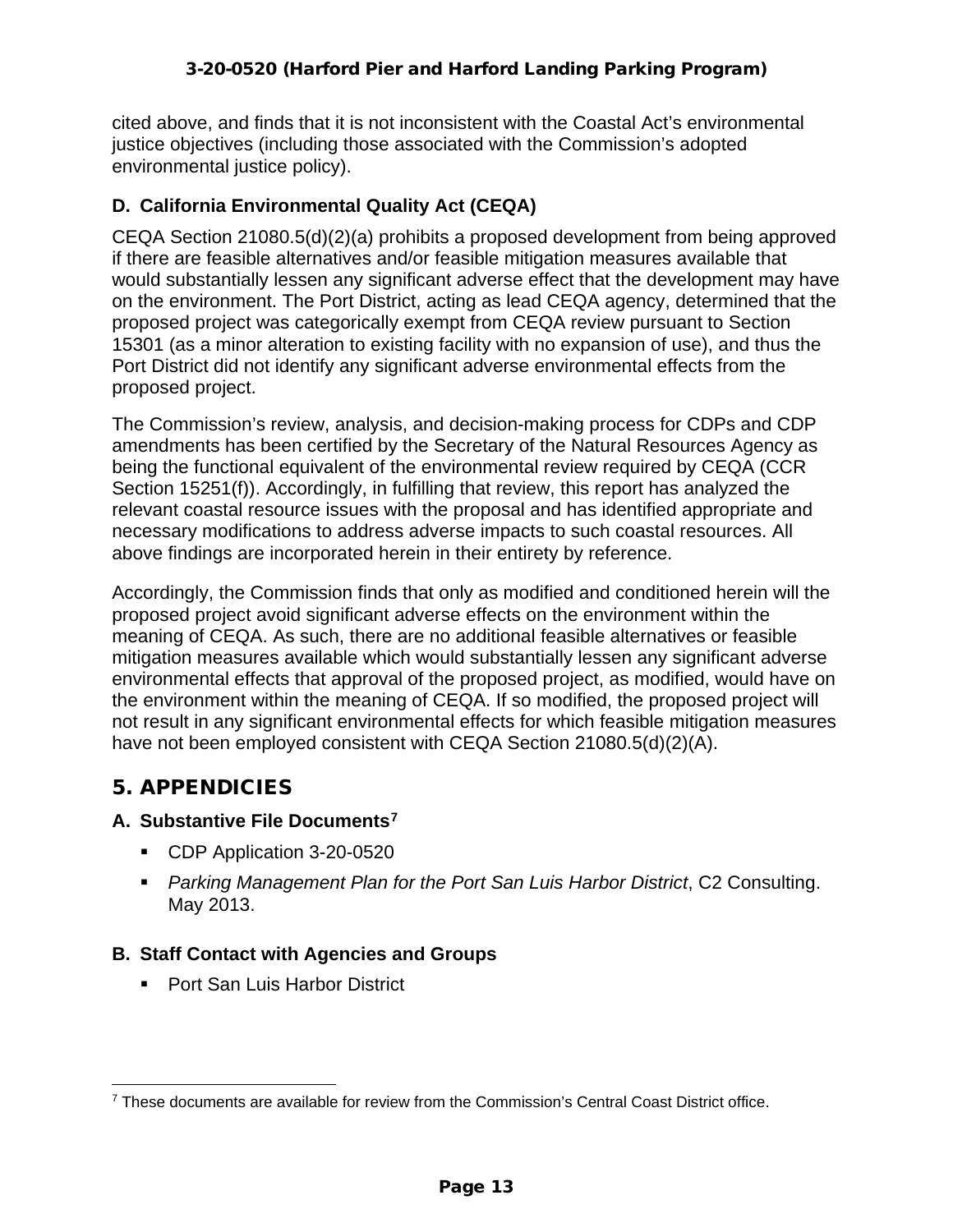cited above, and finds that it is not inconsistent with the Coastal Act's environmental justice objectives (including those associated with the Commission's adopted environmental justice policy).

### D. California Environmental Quality Act (CEQA)

CEQA Section 21080.5(d)(2)(a) prohibits a proposed development from being approved if there are feasible alternatives and/or feasible mitigation measures available that would substantially lessen any significant adverse effect that the development may have on the environment. The Port District, acting as lead CEQA agency, determined that the proposed project was categorically exempt from CEQA review pursuant to Section 15301 (as a minor alteration to existing facility with no expansion of use), and thus the Port District did not identify any significant adverse environmental effects from the proposed project.

The Commission's review, analysis, and decision-making process for CDPs and CDP amendments has been certified by the Secretary of the Natural Resources Agency as being the functional equivalent of the environmental review required by CEQA (CCR Section 15251(f)). Accordingly, in fulfilling that review, this report has analyzed the relevant coastal resource issues with the proposal and has identified appropriate and necessary modifications to address adverse impacts to such coastal resources. All above findings are incorporated herein in their entirety by reference.

Accordingly, the Commission finds that only as modified and conditioned herein will the proposed project avoid significant adverse effects on the environment within the meaning of CEQA. As such, there are no additional feasible alternatives or feasible mitigation measures available which would substantially lessen any significant adverse environmental effects that approval of the proposed project, as modified, would have on the environment within the meaning of CEQA. If so modified, the proposed project will not result in any significant environmental effects for which feasible mitigation measures have not been employed consistent with CEQA Section 21080.5(d)(2)(A).

## 5. APPENDICIES

### A. Substantive File Documents[7]

- CDP Application 3-20-0520
- *Parking Management Plan for the Port San Luis Harbor District*, C2 Consulting. May 2013.

### B. Staff Contact with Agencies and Groups

- Port San Luis Harbor District

[7] These documents are available for review from the Commission's Central Coast District office.